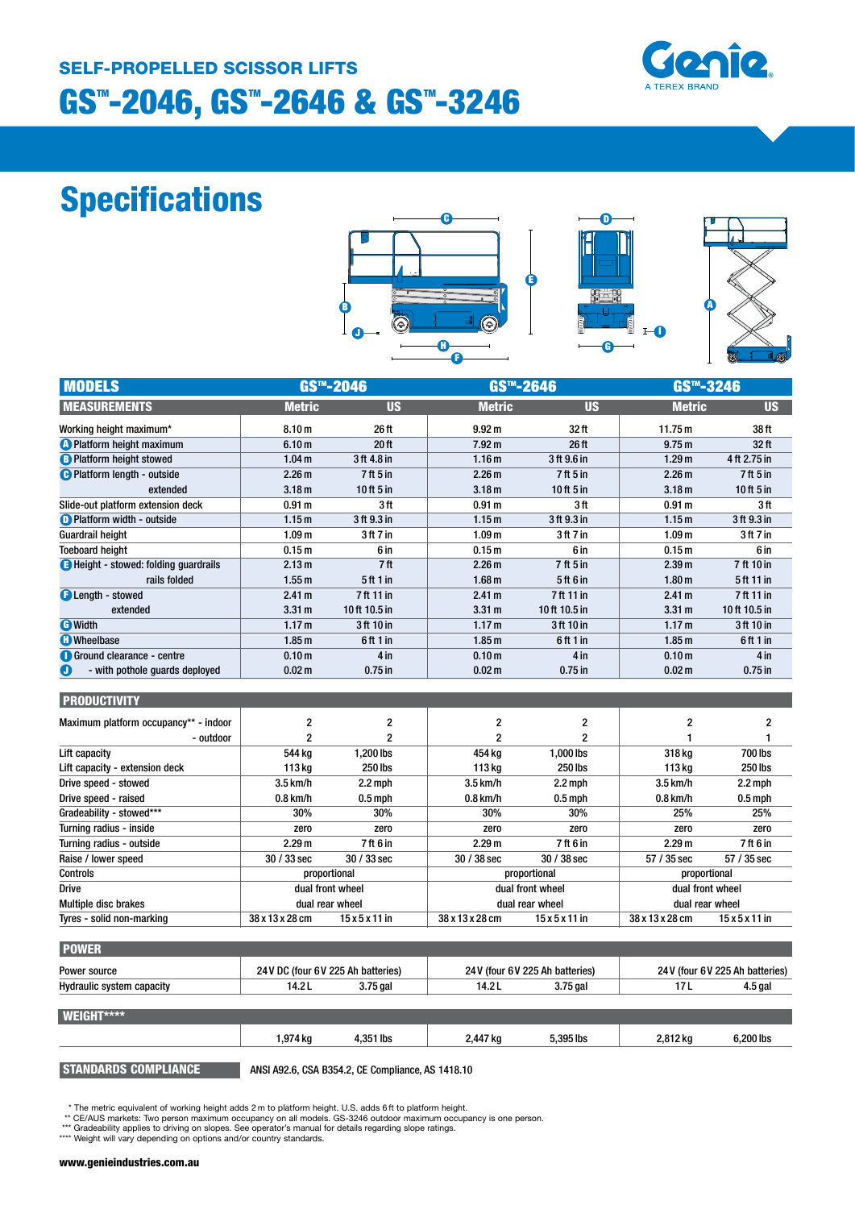## SELF-PROPELLED SCISSOR LIFTS

# GS™-2046, GS™-2646 & GS™-3246

Genie
A TEREX BRAND

# Specifications

| MODELS | GS™-2046 | | GS™-2646 | | GS™-3246 | |
|---|---|---|---|---|---|---|
| **MEASUREMENTS** | **Metric** | **US** | **Metric** | **US** | **Metric** | **US** |
| Working height maximum* | 8.10 m | 26 ft | 9.92 m | 32 ft | 11.75 m | 38 ft |
| A Platform height maximum | 6.10 m | 20 ft | 7.92 m | 26 ft | 9.75 m | 32 ft |
| B Platform height stowed | 1.04 m | 3 ft 4.8 in | 1.16 m | 3 ft 9.6 in | 1.29 m | 4 ft 2.75 in |
| C Platform length - outside | 2.26 m | 7 ft 5 in | 2.26 m | 7 ft 5 in | 2.26 m | 7 ft 5 in |
| extended | 3.18 m | 10 ft 5 in | 3.18 m | 10 ft 5 in | 3.18 m | 10 ft 5 in |
| Slide-out platform extension deck | 0.91 m | 3 ft | 0.91 m | 3 ft | 0.91 m | 3 ft |
| D Platform width - outside | 1.15 m | 3 ft 9.3 in | 1.15 m | 3 ft 9.3 in | 1.15 m | 3 ft 9.3 in |
| Guardrail height | 1.09 m | 3 ft 7 in | 1.09 m | 3 ft 7 in | 1.09 m | 3 ft 7 in |
| Toeboard height | 0.15 m | 6 in | 0.15 m | 6 in | 0.15 m | 6 in |
| E Height - stowed: folding guardrails | 2.13 m | 7 ft | 2.26 m | 7 ft 5 in | 2.39 m | 7 ft 10 in |
| rails folded | 1.55 m | 5 ft 1 in | 1.68 m | 5 ft 6 in | 1.80 m | 5 ft 11 in |
| F Length - stowed | 2.41 m | 7 ft 11 in | 2.41 m | 7 ft 11 in | 2.41 m | 7 ft 11 in |
| extended | 3.31 m | 10 ft 10.5 in | 3.31 m | 10 ft 10.5 in | 3.31 m | 10 ft 10.5 in |
| G Width | 1.17 m | 3 ft 10 in | 1.17 m | 3 ft 10 in | 1.17 m | 3 ft 10 in |
| H Wheelbase | 1.85 m | 6 ft 1 in | 1.85 m | 6 ft 1 in | 1.85 m | 6 ft 1 in |
| I Ground clearance - centre | 0.10 m | 4 in | 0.10 m | 4 in | 0.10 m | 4 in |
| J - with pothole guards deployed | 0.02 m | 0.75 in | 0.02 m | 0.75 in | 0.02 m | 0.75 in |
| **PRODUCTIVITY** | | | | | | |
| Maximum platform occupancy** - indoor | 2 | 2 | 2 | 2 | 2 | 2 |
| - outdoor | 2 | 2 | 2 | 2 | 1 | 1 |
| Lift capacity | 544 kg | 1,200 lbs | 454 kg | 1,000 lbs | 318 kg | 700 lbs |
| Lift capacity - extension deck | 113 kg | 250 lbs | 113 kg | 250 lbs | 113 kg | 250 lbs |
| Drive speed - stowed | 3.5 km/h | 2.2 mph | 3.5 km/h | 2.2 mph | 3.5 km/h | 2.2 mph |
| Drive speed - raised | 0.8 km/h | 0.5 mph | 0.8 km/h | 0.5 mph | 0.8 km/h | 0.5 mph |
| Gradeability - stowed*** | 30% | 30% | 30% | 30% | 25% | 25% |
| Turning radius - inside | zero | zero | zero | zero | zero | zero |
| Turning radius - outside | 2.29 m | 7 ft 6 in | 2.29 m | 7 ft 6 in | 2.29 m | 7 ft 6 in |
| Raise / lower speed | 30 / 33 sec | 30 / 33 sec | 30 / 38 sec | 30 / 38 sec | 57 / 35 sec | 57 / 35 sec |
| Controls | proportional | | proportional | | proportional | |
| Drive | dual front wheel | | dual front wheel | | dual front wheel | |
| Multiple disc brakes | dual rear wheel | | dual rear wheel | | dual rear wheel | |
| Tyres - solid non-marking | 38 x 13 x 28 cm | 15 x 5 x 11 in | 38 x 13 x 28 cm | 15 x 5 x 11 in | 38 x 13 x 28 cm | 15 x 5 x 11 in |
| **POWER** | | | | | | |
| Power source | 24 V DC (four 6 V 225 Ah batteries) | | 24 V (four 6 V 225 Ah batteries) | | 24 V (four 6 V 225 Ah batteries) | |
| Hydraulic system capacity | 14.2 L | 3.75 gal | 14.2 L | 3.75 gal | 17 L | 4.5 gal |
| **WEIGHT****** | | | | | | |
| | 1,974 kg | 4,351 lbs | 2,447 kg | 5,395 lbs | 2,812 kg | 6,200 lbs |

**STANDARDS COMPLIANCE** ANSI A92.6, CSA B354.2, CE Compliance, AS 1418.10

\* The metric equivalent of working height adds 2 m to platform height. U.S. adds 6 ft to platform height.
** CE/AUS markets: Two person maximum occupancy on all models. GS-3246 outdoor maximum occupancy is one person.
*** Gradeability applies to driving on slopes. See operator's manual for details regarding slope ratings.
**** Weight will vary depending on options and/or country standards.

**www.genieindustries.com.au**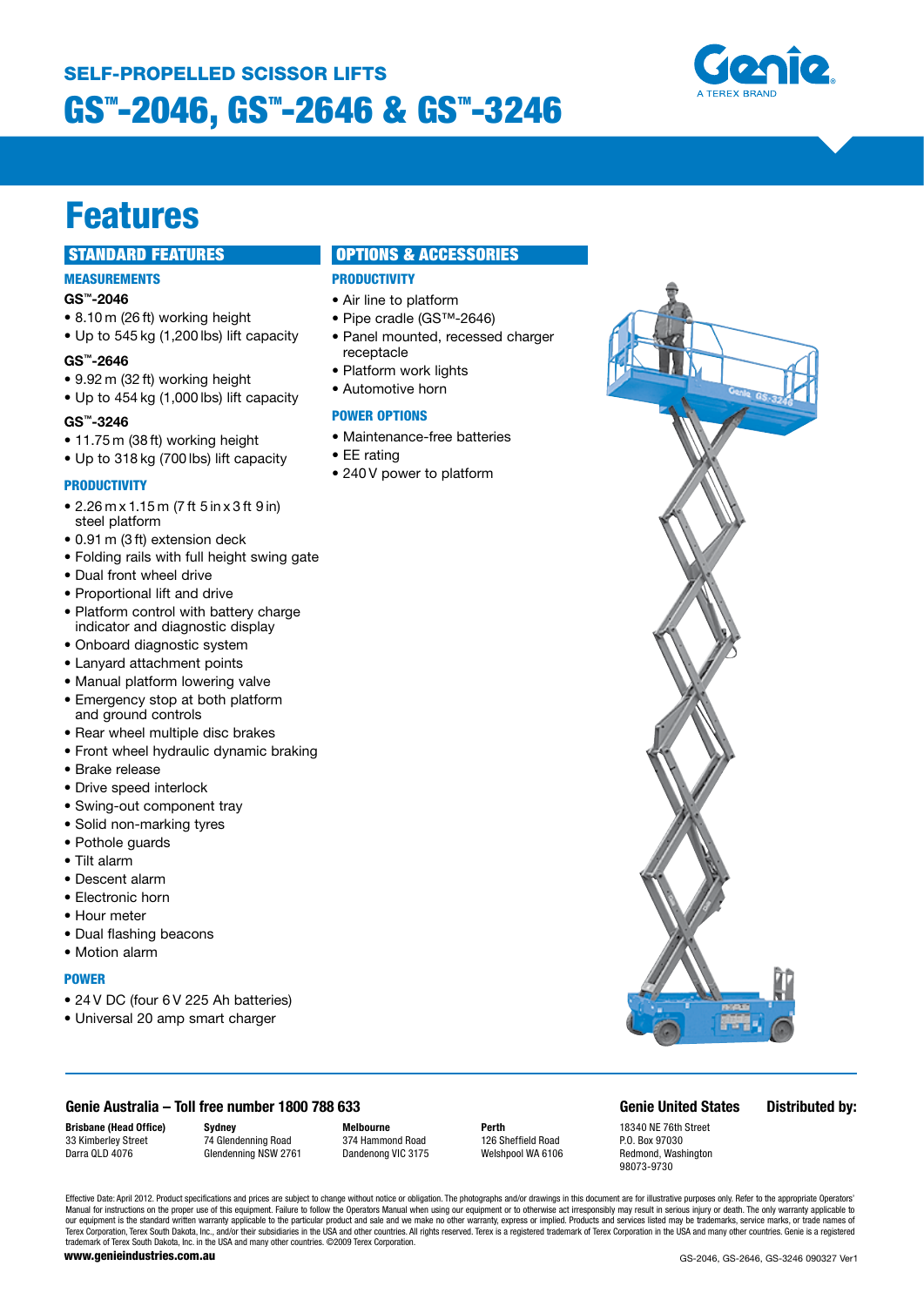SELF-PROPELLED SCISSOR LIFTS

# GS™-2046, GS™-2646 & GS™-3246

Genie
A TEREX BRAND

# Features

## STANDARD FEATURES

### MEASUREMENTS

**GS™-2046**

- 8.10 m (26 ft) working height
- Up to 545 kg (1,200 lbs) lift capacity

**GS™-2646**

- 9.92 m (32 ft) working height
- Up to 454 kg (1,000 lbs) lift capacity

**GS™-3246**

- 11.75 m (38 ft) working height
- Up to 318 kg (700 lbs) lift capacity

### PRODUCTIVITY

- 2.26 m x 1.15 m (7 ft 5 in x 3 ft 9 in) steel platform
- 0.91 m (3 ft) extension deck
- Folding rails with full height swing gate
- Dual front wheel drive
- Proportional lift and drive
- Platform control with battery charge indicator and diagnostic display
- Onboard diagnostic system
- Lanyard attachment points
- Manual platform lowering valve
- Emergency stop at both platform and ground controls
- Rear wheel multiple disc brakes
- Front wheel hydraulic dynamic braking
- Brake release
- Drive speed interlock
- Swing-out component tray
- Solid non-marking tyres
- Pothole guards
- Tilt alarm
- Descent alarm
- Electronic horn
- Hour meter
- Dual flashing beacons
- Motion alarm

### POWER

- 24 V DC (four 6 V 225 Ah batteries)
- Universal 20 amp smart charger

## OPTIONS & ACCESSORIES

### PRODUCTIVITY

- Air line to platform
- Pipe cradle (GS™-2646)
- Panel mounted, recessed charger receptacle
- Platform work lights
- Automotive horn

### POWER OPTIONS

- Maintenance-free batteries
- EE rating
- 240 V power to platform

---

**Genie Australia – Toll free number 1800 788 633**

**Brisbane (Head Office)**
33 Kimberley Street
Darra QLD 4076

**Sydney**
74 Glendenning Road
Glendenning NSW 2761

**Melbourne**
374 Hammond Road
Dandenong VIC 3175

**Perth**
126 Sheffield Road
Welshpool WA 6106

**Genie United States**
18340 NE 76th Street
P.O. Box 97030
Redmond, Washington
98073-9730

**Distributed by:**

Effective Date: April 2012. Product specifications and prices are subject to change without notice or obligation. The photographs and/or drawings in this document are for illustrative purposes only. Refer to the appropriate Operators' Manual for instructions on the proper use of this equipment. Failure to follow the Operators Manual when using our equipment or to otherwise act irresponsibly may result in serious injury or death. The only warranty applicable to our equipment is the standard written warranty applicable to the particular product and sale and we make no other warranty, express or implied. Products and services listed may be trademarks, service marks, or trade names of Terex Corporation, Terex South Dakota, Inc., and/or their subsidiaries in the USA and other countries. All rights reserved. Terex is a registered trademark of Terex Corporation in the USA and many other countries. Genie is a registered trademark of Terex South Dakota, Inc. in the USA and many other countries. ©2009 Terex Corporation.

**www.genieindustries.com.au**

GS-2046, GS-2646, GS-3246 090327 Ver1